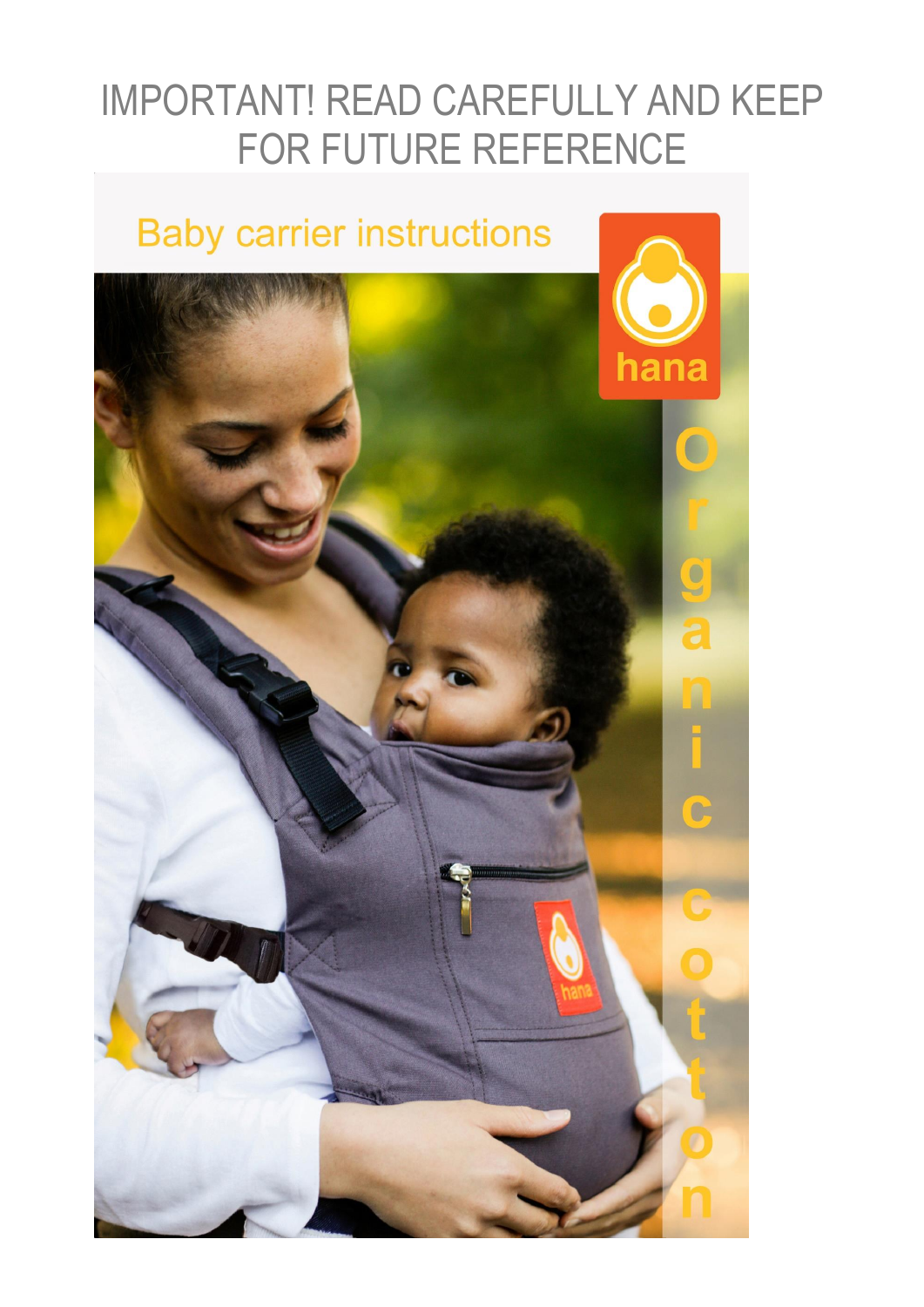# IMPORTANT! READ CAREFULLY AND KEEP FOR FUTURE REFERENCE

## Baby carrier instructions

hana

Organic cotton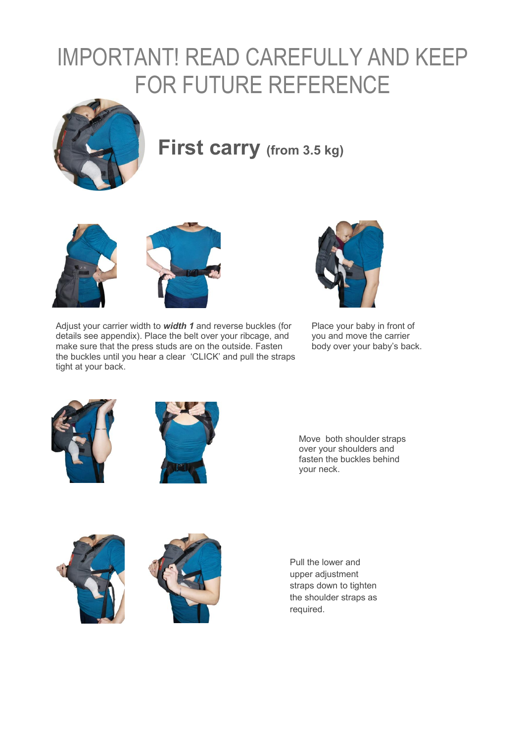# IMPORTANT! READ CAREFULLY AND KEEP FOR FUTURE REFERENCE

## First carry (from 3.5 kg)

Adjust your carrier width to ***width 1*** and reverse buckles (for details see appendix). Place the belt over your ribcage, and make sure that the press studs are on the outside. Fasten the buckles until you hear a clear 'CLICK' and pull the straps tight at your back.

Place your baby in front of you and move the carrier body over your baby's back.

Move both shoulder straps over your shoulders and fasten the buckles behind your neck.

Pull the lower and upper adjustment straps down to tighten the shoulder straps as required.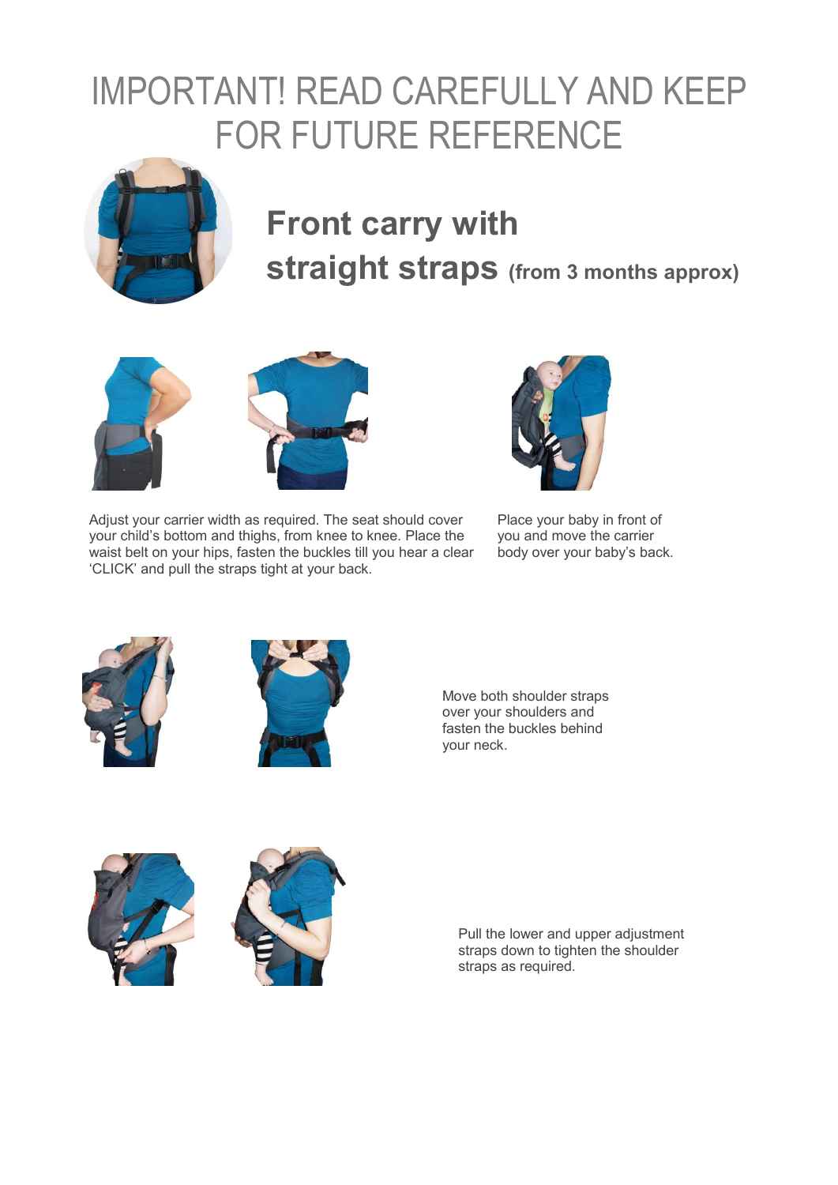# IMPORTANT! READ CAREFULLY AND KEEP FOR FUTURE REFERENCE

## Front carry with straight straps (from 3 months approx)

Adjust your carrier width as required. The seat should cover your child's bottom and thighs, from knee to knee. Place the waist belt on your hips, fasten the buckles till you hear a clear 'CLICK' and pull the straps tight at your back.

Place your baby in front of you and move the carrier body over your baby's back.

Move both shoulder straps over your shoulders and fasten the buckles behind your neck.

Pull the lower and upper adjustment straps down to tighten the shoulder straps as required.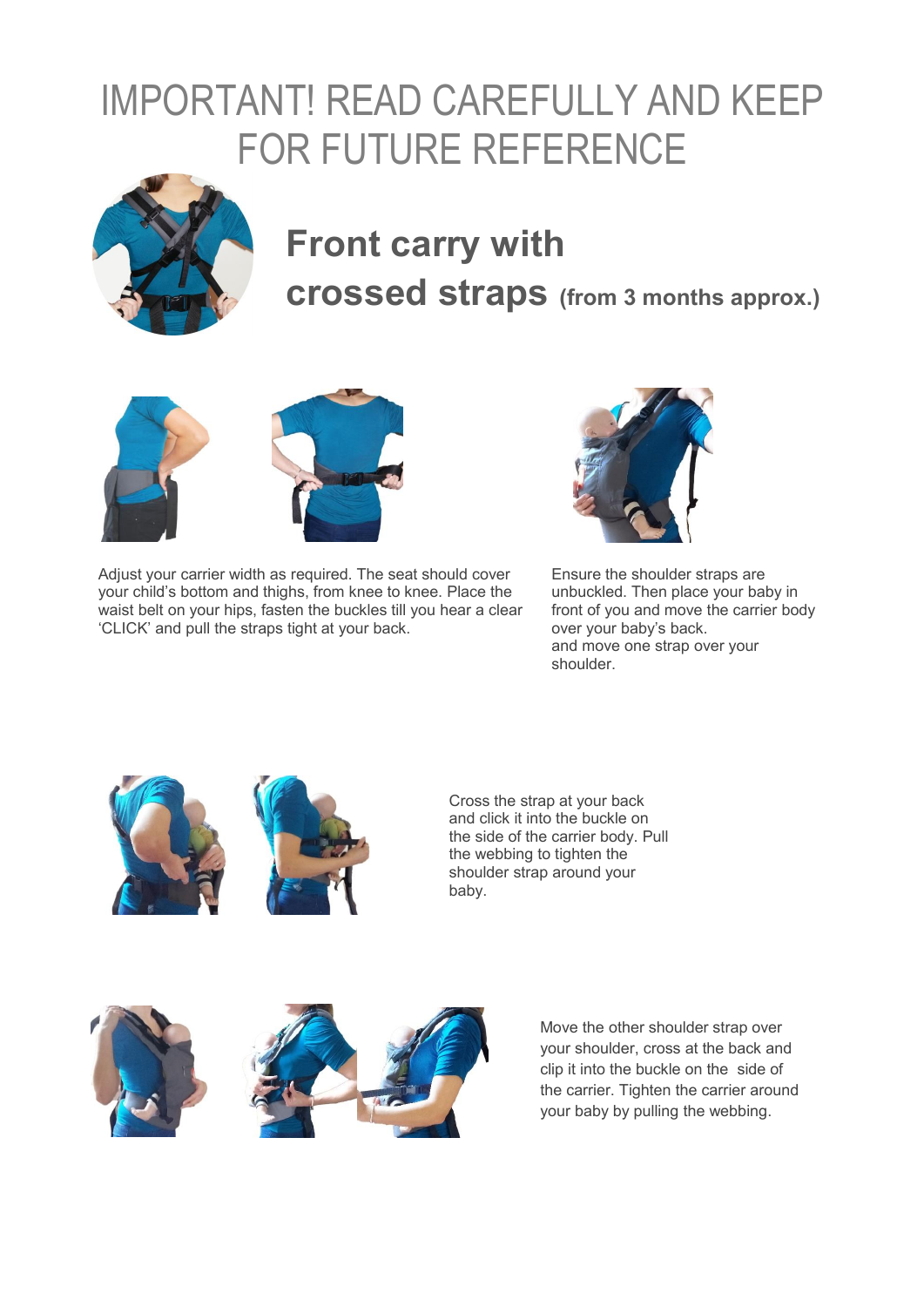# IMPORTANT! READ CAREFULLY AND KEEP FOR FUTURE REFERENCE

## Front carry with crossed straps (from 3 months approx.)

Adjust your carrier width as required. The seat should cover your child's bottom and thighs, from knee to knee. Place the waist belt on your hips, fasten the buckles till you hear a clear 'CLICK' and pull the straps tight at your back.

Ensure the shoulder straps are unbuckled. Then place your baby in front of you and move the carrier body over your baby's back.
and move one strap over your shoulder.

Cross the strap at your back and click it into the buckle on the side of the carrier body. Pull the webbing to tighten the shoulder strap around your baby.

Move the other shoulder strap over your shoulder, cross at the back and clip it into the buckle on the side of the carrier. Tighten the carrier around your baby by pulling the webbing.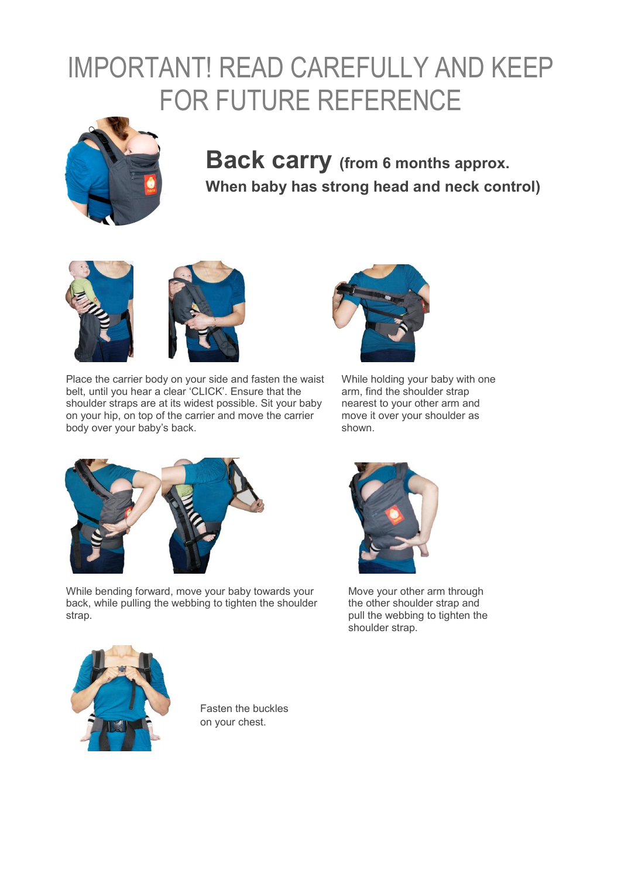# IMPORTANT! READ CAREFULLY AND KEEP FOR FUTURE REFERENCE

## Back carry (from 6 months approx. When baby has strong head and neck control)

Place the carrier body on your side and fasten the waist belt, until you hear a clear 'CLICK'. Ensure that the shoulder straps are at its widest possible. Sit your baby on your hip, on top of the carrier and move the carrier body over your baby's back.

While holding your baby with one arm, find the shoulder strap nearest to your other arm and move it over your shoulder as shown.

While bending forward, move your baby towards your back, while pulling the webbing to tighten the shoulder strap.

Move your other arm through the other shoulder strap and pull the webbing to tighten the shoulder strap.

Fasten the buckles on your chest.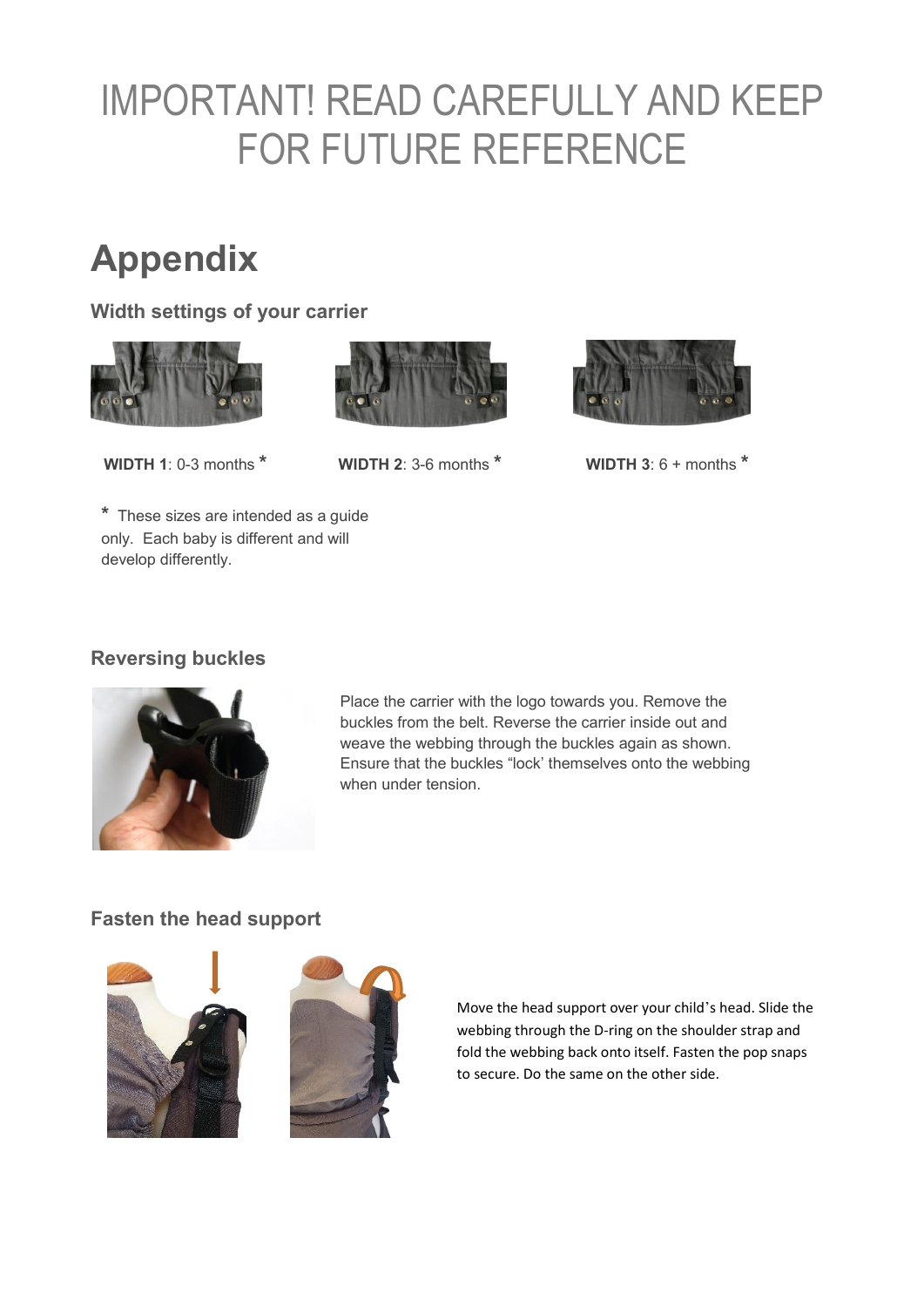# IMPORTANT! READ CAREFULLY AND KEEP FOR FUTURE REFERENCE

## Appendix

### Width settings of your carrier

**WIDTH 1**: 0-3 months *

**WIDTH 2**: 3-6 months *

**WIDTH 3**: 6 + months *

* These sizes are intended as a guide only. Each baby is different and will develop differently.

### Reversing buckles

Place the carrier with the logo towards you. Remove the buckles from the belt. Reverse the carrier inside out and weave the webbing through the buckles again as shown. Ensure that the buckles "lock' themselves onto the webbing when under tension.

### Fasten the head support

Move the head support over your child's head. Slide the webbing through the D-ring on the shoulder strap and fold the webbing back onto itself. Fasten the pop snaps to secure. Do the same on the other side.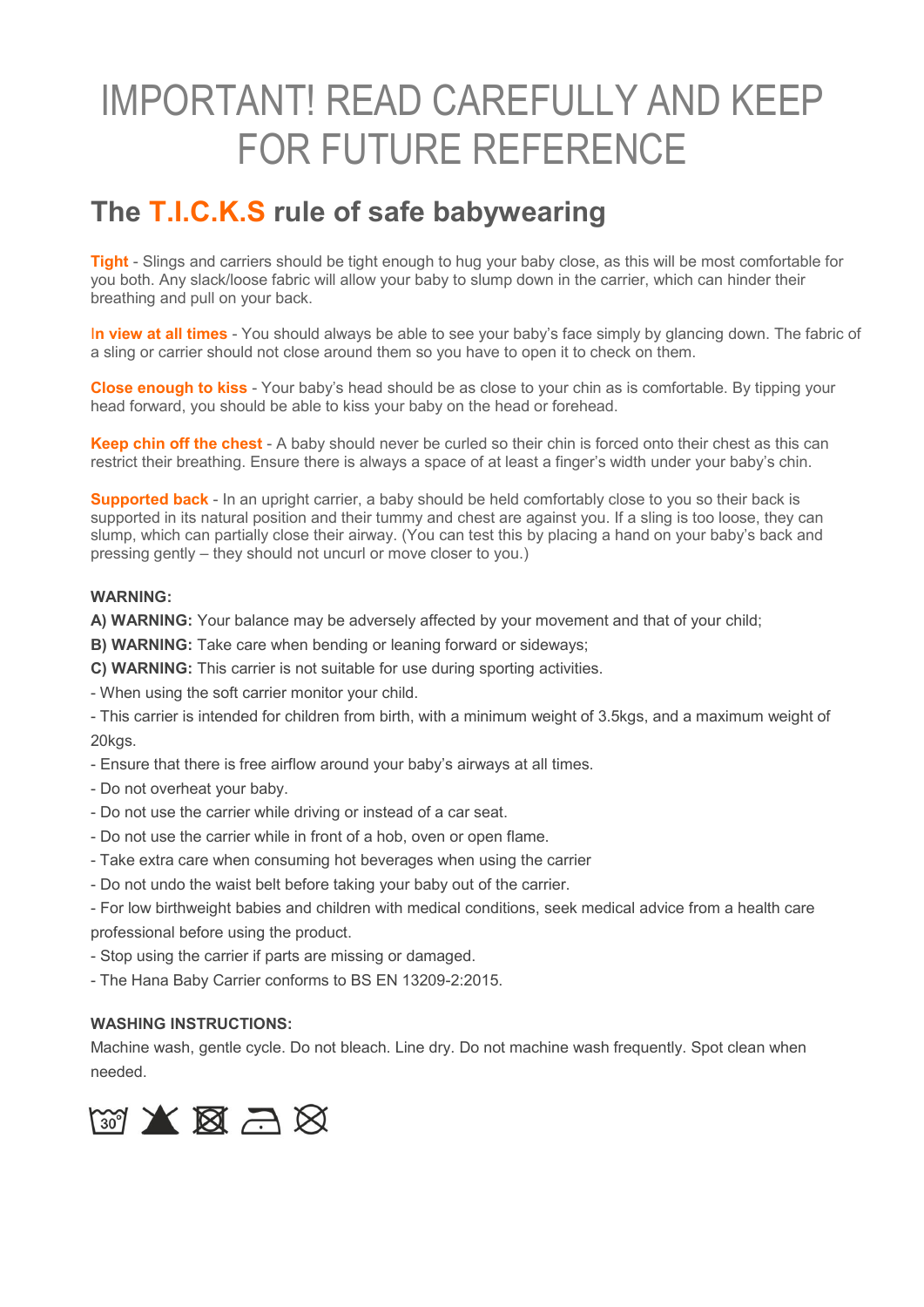# IMPORTANT! READ CAREFULLY AND KEEP FOR FUTURE REFERENCE

## The T.I.C.K.S rule of safe babywearing

**Tight** - Slings and carriers should be tight enough to hug your baby close, as this will be most comfortable for you both. Any slack/loose fabric will allow your baby to slump down in the carrier, which can hinder their breathing and pull on your back.

**In view at all times** - You should always be able to see your baby's face simply by glancing down. The fabric of a sling or carrier should not close around them so you have to open it to check on them.

**Close enough to kiss** - Your baby's head should be as close to your chin as is comfortable. By tipping your head forward, you should be able to kiss your baby on the head or forehead.

**Keep chin off the chest** - A baby should never be curled so their chin is forced onto their chest as this can restrict their breathing. Ensure there is always a space of at least a finger's width under your baby's chin.

**Supported back** - In an upright carrier, a baby should be held comfortably close to you so their back is supported in its natural position and their tummy and chest are against you. If a sling is too loose, they can slump, which can partially close their airway. (You can test this by placing a hand on your baby's back and pressing gently – they should not uncurl or move closer to you.)

**WARNING:**

**A) WARNING:** Your balance may be adversely affected by your movement and that of your child;

**B) WARNING:** Take care when bending or leaning forward or sideways;

**C) WARNING:** This carrier is not suitable for use during sporting activities.

- When using the soft carrier monitor your child.
- This carrier is intended for children from birth, with a minimum weight of 3.5kgs, and a maximum weight of 20kgs.
- Ensure that there is free airflow around your baby's airways at all times.
- Do not overheat your baby.
- Do not use the carrier while driving or instead of a car seat.
- Do not use the carrier while in front of a hob, oven or open flame.
- Take extra care when consuming hot beverages when using the carrier
- Do not undo the waist belt before taking your baby out of the carrier.
- For low birthweight babies and children with medical conditions, seek medical advice from a health care professional before using the product.
- Stop using the carrier if parts are missing or damaged.
- The Hana Baby Carrier conforms to BS EN 13209-2:2015.

**WASHING INSTRUCTIONS:**

Machine wash, gentle cycle. Do not bleach. Line dry. Do not machine wash frequently. Spot clean when needed.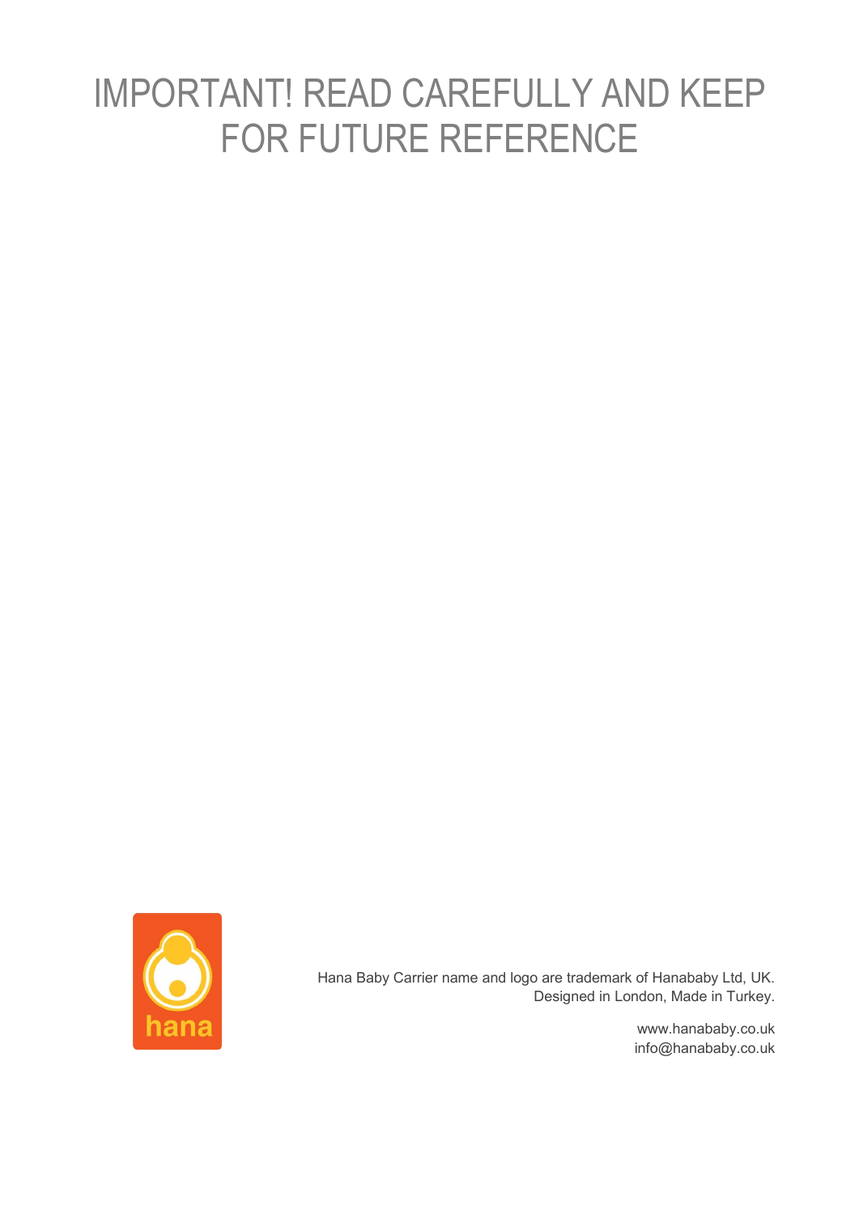# IMPORTANT! READ CAREFULLY AND KEEP FOR FUTURE REFERENCE

hana

Hana Baby Carrier name and logo are trademark of Hanababy Ltd, UK.
Designed in London, Made in Turkey.

www.hanababy.co.uk
info@hanababy.co.uk